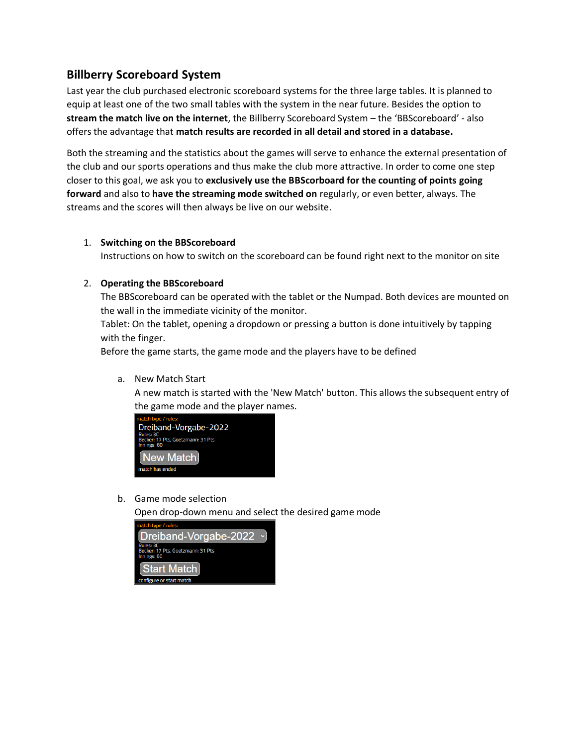## Billberry Scoreboard System

Last year the club purchased electronic scoreboard systems for the three large tables. It is planned to equip at least one of the two small tables with the system in the near future. Besides the option to **stream the match live on the internet**, the Billberry Scoreboard System – the 'BBScoreboard' - also offers the advantage that **match results are recorded in all detail and stored in a database.**

Both the streaming and the statistics about the games will serve to enhance the external presentation of the club and our sports operations and thus make the club more attractive. In order to come one step closer to this goal, we ask you to **exclusively use the BBScorboard for the counting of points going forward** and also to **have the streaming mode switched on** regularly, or even better, always. The streams and the scores will then always be live on our website.

1. **Switching on the BBScoreboard**
   Instructions on how to switch on the scoreboard can be found right next to the monitor on site

2. **Operating the BBScoreboard**
   The BBScoreboard can be operated with the tablet or the Numpad. Both devices are mounted on the wall in the immediate vicinity of the monitor.
   Tablet: On the tablet, opening a dropdown or pressing a button is done intuitively by tapping with the finger.
   Before the game starts, the game mode and the players have to be defined

   a. New Match Start
      A new match is started with the 'New Match' button. This allows the subsequent entry of the game mode and the player names.

   b. Game mode selection
      Open drop-down menu and select the desired game mode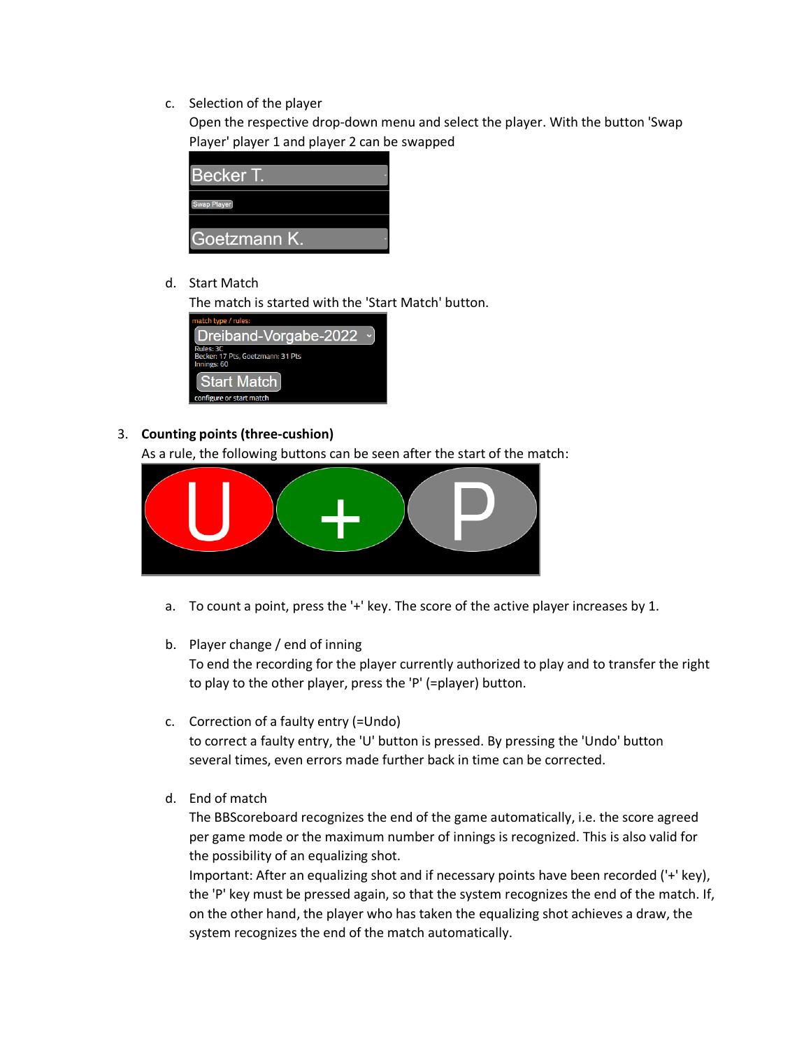c. Selection of the player
   Open the respective drop-down menu and select the player. With the button 'Swap Player' player 1 and player 2 can be swapped

d. Start Match
   The match is started with the 'Start Match' button.

3. **Counting points (three-cushion)**
   As a rule, the following buttons can be seen after the start of the match:

   a. To count a point, press the '+' key. The score of the active player increases by 1.

   b. Player change / end of inning
      To end the recording for the player currently authorized to play and to transfer the right to play to the other player, press the 'P' (=player) button.

   c. Correction of a faulty entry (=Undo)
      to correct a faulty entry, the 'U' button is pressed. By pressing the 'Undo' button several times, even errors made further back in time can be corrected.

   d. End of match
      The BBScoreboard recognizes the end of the game automatically, i.e. the score agreed per game mode or the maximum number of innings is recognized. This is also valid for the possibility of an equalizing shot.
      Important: After an equalizing shot and if necessary points have been recorded ('+' key), the 'P' key must be pressed again, so that the system recognizes the end of the match. If, on the other hand, the player who has taken the equalizing shot achieves a draw, the system recognizes the end of the match automatically.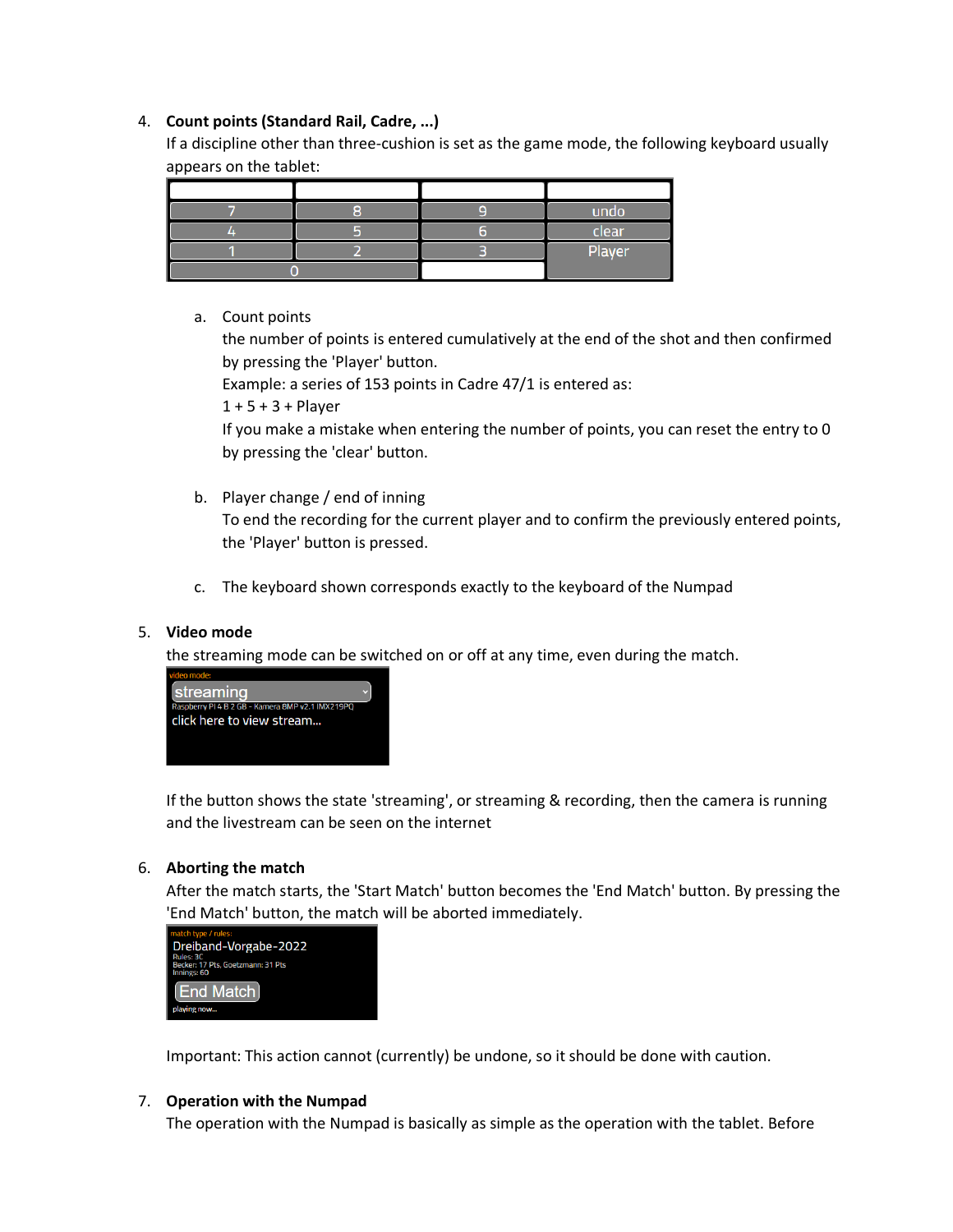4. **Count points (Standard Rail, Cadre, ...)**
   If a discipline other than three-cushion is set as the game mode, the following keyboard usually appears on the tablet:

| | | | |
|---|---|---|---|
| 7 | 8 | 9 | undo |
| 4 | 5 | 6 | clear |
| 1 | 2 | 3 | Player |
| 0 | | | |

   a. Count points
      the number of points is entered cumulatively at the end of the shot and then confirmed by pressing the 'Player' button.
      Example: a series of 153 points in Cadre 47/1 is entered as:
      1 + 5 + 3 + Player
      If you make a mistake when entering the number of points, you can reset the entry to 0 by pressing the 'clear' button.

   b. Player change / end of inning
      To end the recording for the current player and to confirm the previously entered points, the 'Player' button is pressed.

   c. The keyboard shown corresponds exactly to the keyboard of the Numpad

5. **Video mode**
   the streaming mode can be switched on or off at any time, even during the match.

   video mode:
   streaming
   Raspberry PI 4 B 2 GB - Kamera BMP v2.1 IMX219PQ
   click here to view stream...

   If the button shows the state 'streaming', or streaming & recording, then the camera is running and the livestream can be seen on the internet

6. **Aborting the match**
   After the match starts, the 'Start Match' button becomes the 'End Match' button. By pressing the 'End Match' button, the match will be aborted immediately.

   match type / rules:
   Dreiband-Vorgabe-2022
   Rules: 3C
   Becker: 17 Pts, Goetzmann: 31 Pts
   Innings: 60
   End Match
   playing now...

   Important: This action cannot (currently) be undone, so it should be done with caution.

7. **Operation with the Numpad**
   The operation with the Numpad is basically as simple as the operation with the tablet. Before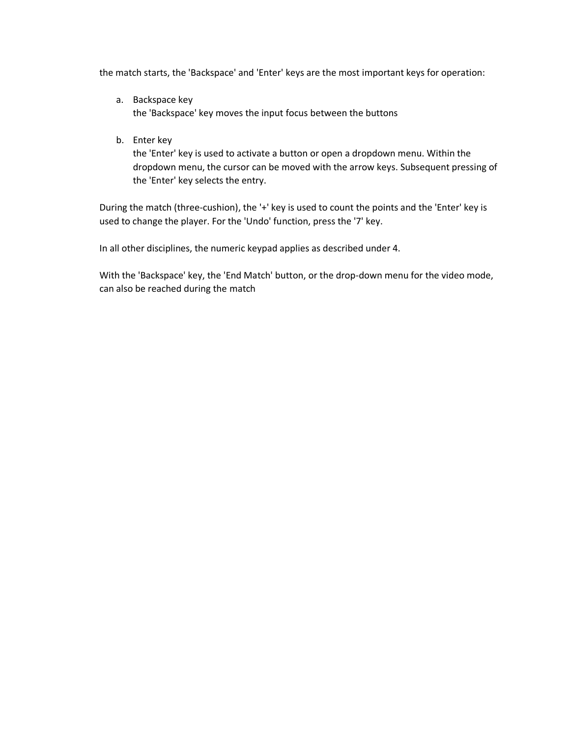the match starts, the 'Backspace' and 'Enter' keys are the most important keys for operation:

a. Backspace key
   the 'Backspace' key moves the input focus between the buttons

b. Enter key
   the 'Enter' key is used to activate a button or open a dropdown menu. Within the dropdown menu, the cursor can be moved with the arrow keys. Subsequent pressing of the 'Enter' key selects the entry.

During the match (three-cushion), the '+' key is used to count the points and the 'Enter' key is used to change the player. For the 'Undo' function, press the '7' key.

In all other disciplines, the numeric keypad applies as described under 4.

With the 'Backspace' key, the 'End Match' button, or the drop-down menu for the video mode, can also be reached during the match